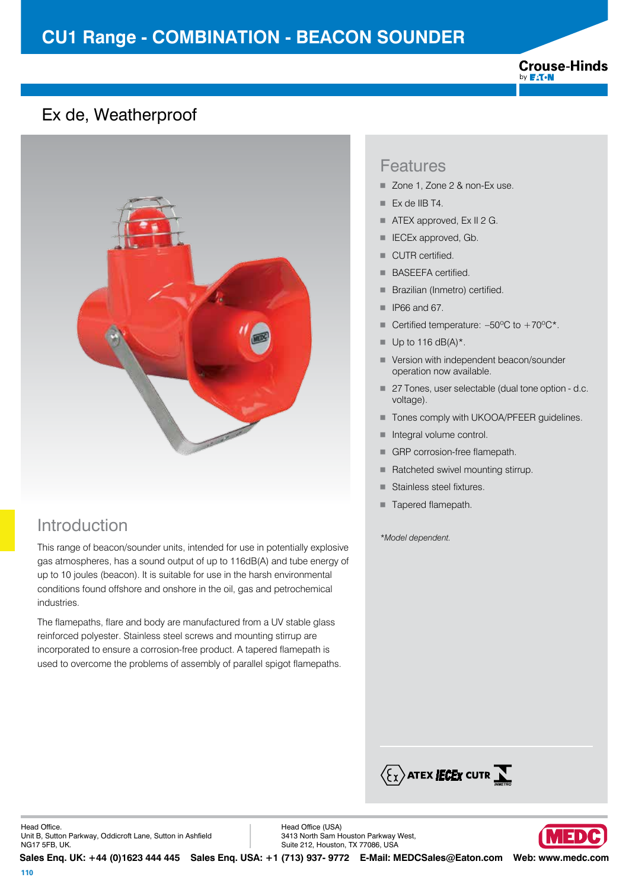# CU1 Range - COMBINATION - BEACON SOUNDER

Crouse-Hinds by EATON

## Ex de, Weatherproof

## Features

- Zone 1, Zone 2 & non-Ex use.
- Ex de IIB T4.
- ATEX approved, Ex II 2 G.
- IECEx approved, Gb.
- CUTR certified.
- BASEEFA certified.
- Brazilian (Inmetro) certified.
- IP66 and 67.
- Certified temperature: −50ºC to +70ºC*.
- Up to 116 dB(A)*.
- Version with independent beacon/sounder operation now available.
- 27 Tones, user selectable (dual tone option - d.c. voltage).
- Tones comply with UKOOA/PFEER guidelines.
- Integral volume control.
- GRP corrosion-free flamepath.
- Ratcheted swivel mounting stirrup.
- Stainless steel fixtures.
- Tapered flamepath.

*Model dependent.*

## Introduction

This range of beacon/sounder units, intended for use in potentially explosive gas atmospheres, has a sound output of up to 116dB(A) and tube energy of up to 10 joules (beacon). It is suitable for use in the harsh environmental conditions found offshore and onshore in the oil, gas and petrochemical industries.

The flamepaths, flare and body are manufactured from a UV stable glass reinforced polyester. Stainless steel screws and mounting stirrup are incorporated to ensure a corrosion-free product. A tapered flamepath is used to overcome the problems of assembly of parallel spigot flamepaths.

ATEX IECEx CUTR

Head Office.
Unit B, Sutton Parkway, Oddicroft Lane, Sutton in Ashfield
NG17 5FB, UK.

Head Office (USA)
3413 North Sam Houston Parkway West,
Suite 212, Houston, TX 77086, USA

MEDC

**Sales Enq. UK: +44 (0)1623 444 445 Sales Enq. USA: +1 (713) 937- 9772 E-Mail: MEDCSales@Eaton.com Web: www.medc.com**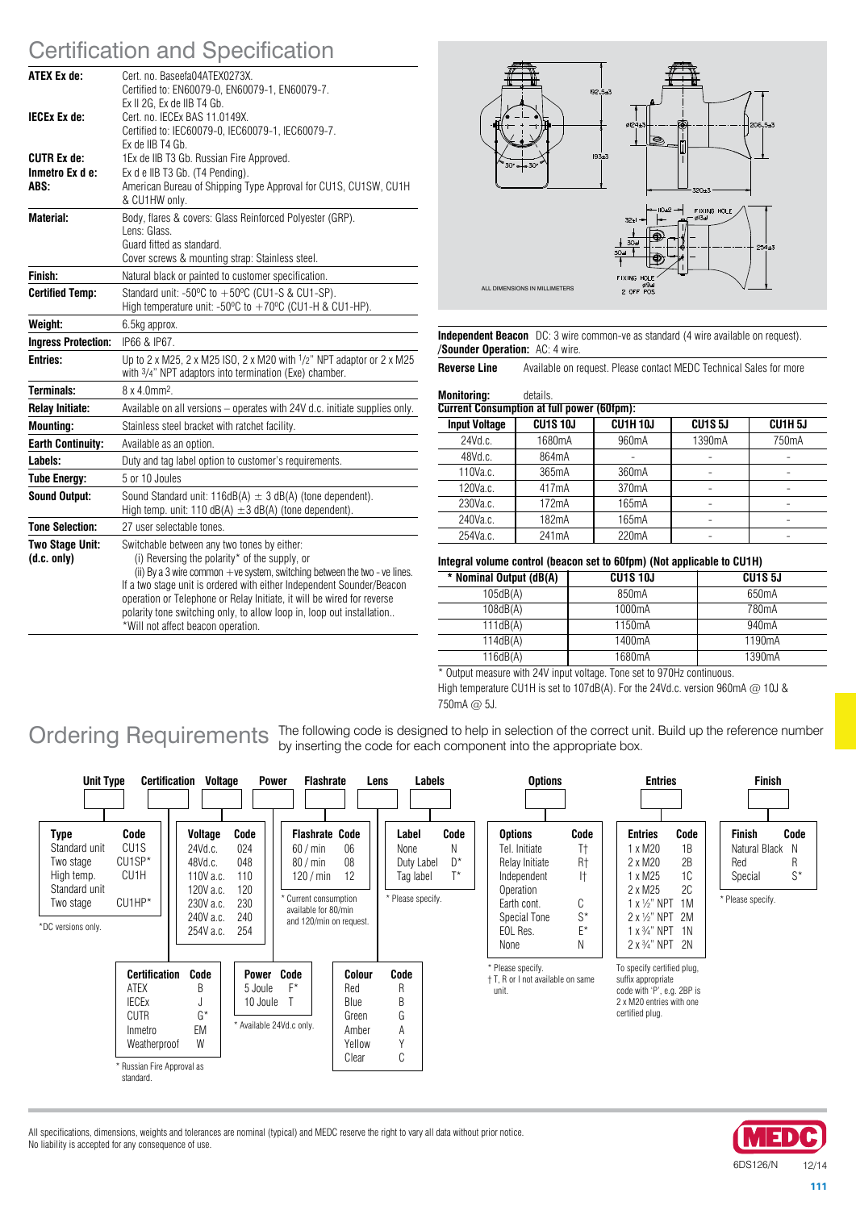# Certification and Specification

| | |
|---|---|
| **ATEX Ex de:** | Cert. no. Baseefa04ATEX0273X. Certified to: EN60079-0, EN60079-1, EN60079-7. Ex II 2G, Ex de IIB T4 Gb. |
| **IECEx Ex de:** | Cert. no. IECEx BAS 11.0149X. Certified to: IEC60079-0, IEC60079-1, IEC60079-7. Ex de IIB T4 Gb. |
| **CUTR Ex de:** | 1Ex de IIB T3 Gb. Russian Fire Approved. |
| **Inmetro Ex d e:** | Ex d e IIB T3 Gb. (T4 Pending). |
| **ABS:** | American Bureau of Shipping Type Approval for CU1S, CU1SW, CU1H & CU1HW only. |
| **Material:** | Body, flares & covers: Glass Reinforced Polyester (GRP). Lens: Glass. Guard fitted as standard. Cover screws & mounting strap: Stainless steel. |
| **Finish:** | Natural black or painted to customer specification. |
| **Certified Temp:** | Standard unit: -50ºC to +50ºC (CU1-S & CU1-SP). High temperature unit: -50ºC to +70ºC (CU1-H & CU1-HP). |
| **Weight:** | 6.5kg approx. |
| **Ingress Protection:** | IP66 & IP67. |
| **Entries:** | Up to 2 x M25, 2 x M25 ISO, 2 x M20 with 1/2" NPT adaptor or 2 x M25 with 3/4" NPT adaptors into termination (Exe) chamber. |
| **Terminals:** | 8 x 4.0mm². |
| **Relay Initiate:** | Available on all versions – operates with 24V d.c. initiate supplies only. |
| **Mounting:** | Stainless steel bracket with ratchet facility. |
| **Earth Continuity:** | Available as an option. |
| **Labels:** | Duty and tag label option to customer's requirements. |
| **Tube Energy:** | 5 or 10 Joules |
| **Sound Output:** | Sound Standard unit: 116dB(A) ± 3 dB(A) (tone dependent). High temp. unit: 110 dB(A) ±3 dB(A) (tone dependent). |
| **Tone Selection:** | 27 user selectable tones. |
| **Two Stage Unit: (d.c. only)** | Switchable between any two tones by either: (i) Reversing the polarity* of the supply, or (ii) By a 3 wire common +ve system, switching between the two - ve lines. If a two stage unit is ordered with either Independent Sounder/Beacon operation or Telephone or Relay Initiate, it will be wired for reverse polarity tone switching only, to allow loop in, loop out installation.. *Will not affect beacon operation. |

192.5±3
ø124±3
30° 30°
193±3
205.5±3
320±3
110±2
FIXING HOLE ø13±1
32±1
30±1
30±1
254±3
FIXING HOLE ø9±1 2 OFF POS
ALL DIMENSIONS IN MILLIMETERS

**Independent Beacon /Sounder Operation:** DC: 3 wire common-ve as standard (4 wire available on request). AC: 4 wire.

**Reverse Line** Available on request. Please contact MEDC Technical Sales for more

**Monitoring:** details.

**Current Consumption at full power (60fpm):**

| Input Voltage | CU1S 10J | CU1H 10J | CU1S 5J | CU1H 5J |
|---|---|---|---|---|
| 24Vd.c. | 1680mA | 960mA | 1390mA | 750mA |
| 48Vd.c. | 864mA | - | - | - |
| 110Va.c. | 365mA | 360mA | - | - |
| 120Va.c. | 417mA | 370mA | - | - |
| 230Va.c. | 172mA | 165mA | - | - |
| 240Va.c. | 182mA | 165mA | - | - |
| 254Va.c. | 241mA | 220mA | - | - |

**Integral volume control (beacon set to 60fpm) (Not applicable to CU1H)**

| * Nominal Output (dB(A) | CU1S 10J | CU1S 5J |
|---|---|---|
| 105dB(A) | 850mA | 650mA |
| 108dB(A) | 1000mA | 780mA |
| 111dB(A) | 1150mA | 940mA |
| 114dB(A) | 1400mA | 1190mA |
| 116dB(A) | 1680mA | 1390mA |

* Output measure with 24V input voltage. Tone set to 970Hz continuous.
High temperature CU1H is set to 107dB(A). For the 24Vd.c. version 960mA @ 10J & 750mA @ 5J.

# Ordering Requirements

The following code is designed to help in selection of the correct unit. Build up the reference number by inserting the code for each component into the appropriate box.

Unit Type | Certification | Voltage | Power | Flashrate | Lens | Labels | Options | Entries | Finish

| Type | Code |
|---|---|
| Standard unit | CU1S |
| Two stage | CU1SP* |
| High temp. Standard unit | CU1H |
| Two stage | CU1HP* |

*DC versions only.

| Voltage | Code |
|---|---|
| 24Vd.c. | 024 |
| 48Vd.c. | 048 |
| 110V a.c. | 110 |
| 120V a.c. | 120 |
| 230V a.c. | 230 |
| 240V a.c. | 240 |
| 254V a.c. | 254 |

| Flashrate | Code |
|---|---|
| 60 / min | 06 |
| 80 / min | 08 |
| 120 / min | 12 |

* Current consumption available for 80/min and 120/min on request.

| Label | Code |
|---|---|
| None | N |
| Duty Label | D* |
| Tag label | T* |

* Please specify.

| Options | Code |
|---|---|
| Tel. Initiate | T† |
| Relay Initiate | R† |
| Independent Operation | I† |
| Earth cont. | C |
| Special Tone | S* |
| EOL Res. | E* |
| None | N |

* Please specify.
† T, R or I not available on same unit.

| Entries | Code |
|---|---|
| 1 x M20 | 1B |
| 2 x M20 | 2B |
| 1 x M25 | 1C |
| 2 x M25 | 2C |
| 1 x ½" NPT | 1M |
| 2 x ½" NPT | 2M |
| 1 x ¾" NPT | 1N |
| 2 x ¾" NPT | 2N |

To specify certified plug, suffix appropriate code with 'P', e.g. 2BP is 2 x M20 entries with one certified plug.

| Finish | Code |
|---|---|
| Natural Black | N |
| Red | R |
| Special | S* |

* Please specify.

| Certification | Code |
|---|---|
| ATEX | B |
| IECEx | J |
| CUTR | G* |
| Inmetro | EM |
| Weatherproof | W |

* Russian Fire Approval as standard.

| Power | Code |
|---|---|
| 5 Joule | F* |
| 10 Joule | T |

* Available 24Vd.c only.

| Colour | Code |
|---|---|
| Red | R |
| Blue | B |
| Green | G |
| Amber | A |
| Yellow | Y |
| Clear | C |

All specifications, dimensions, weights and tolerances are nominal (typical) and MEDC reserve the right to vary all data without prior notice. No liability is accepted for any consequence of use.

6DS126/N 12/14